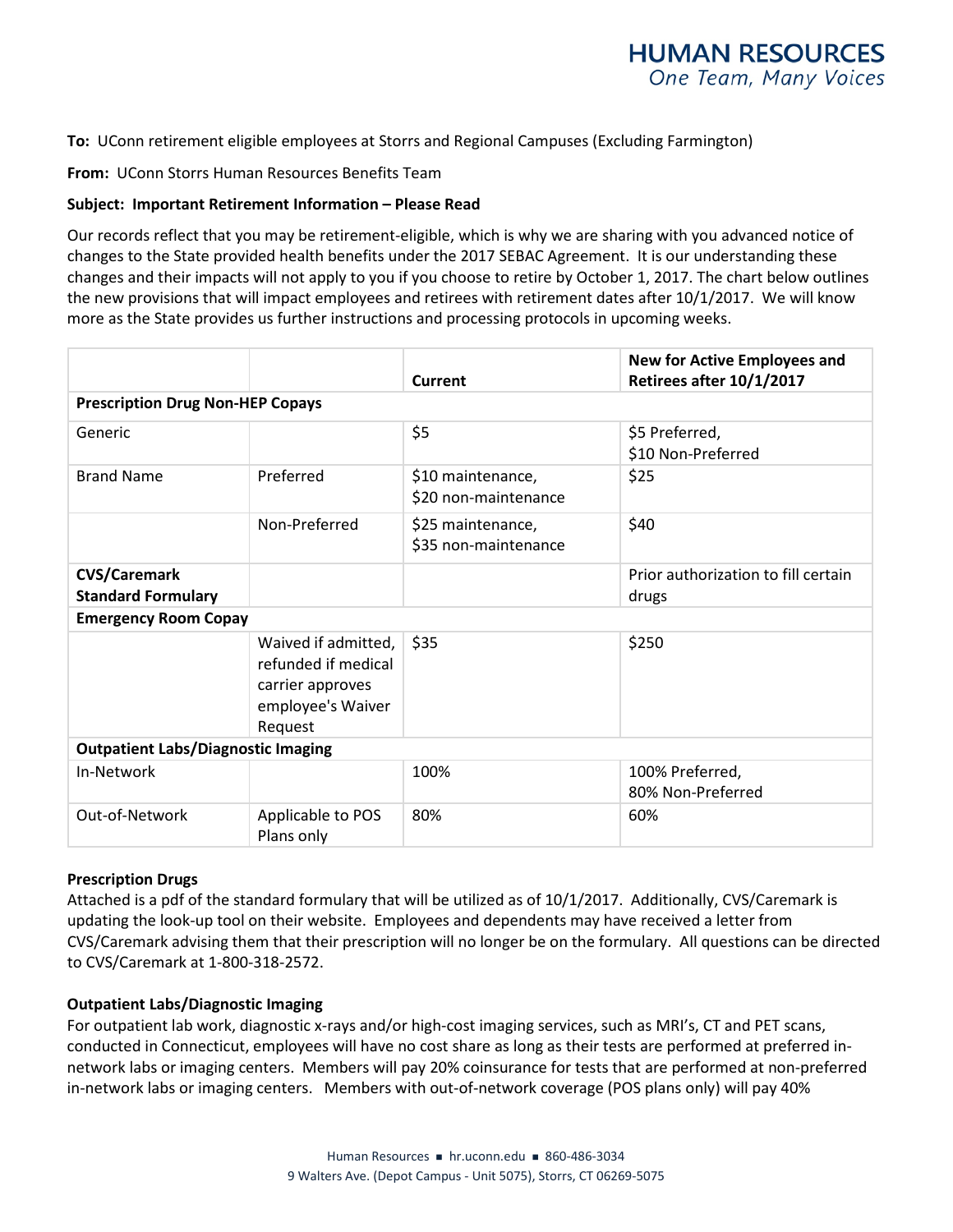**HUMAN RESOURCES**
*One Team, Many Voices*

**To:** UConn retirement eligible employees at Storrs and Regional Campuses (Excluding Farmington)

**From:** UConn Storrs Human Resources Benefits Team

**Subject: Important Retirement Information – Please Read**

Our records reflect that you may be retirement-eligible, which is why we are sharing with you advanced notice of changes to the State provided health benefits under the 2017 SEBAC Agreement. It is our understanding these changes and their impacts will not apply to you if you choose to retire by October 1, 2017. The chart below outlines the new provisions that will impact employees and retirees with retirement dates after 10/1/2017. We will know more as the State provides us further instructions and processing protocols in upcoming weeks.

| | | Current | New for Active Employees and Retirees after 10/1/2017 |
|---|---|---|---|
| **Prescription Drug Non-HEP Copays** | | | |
| Generic | | $5 | $5 Preferred, $10 Non-Preferred |
| Brand Name | Preferred | $10 maintenance, $20 non-maintenance | $25 |
| | Non-Preferred | $25 maintenance, $35 non-maintenance | $40 |
| **CVS/Caremark Standard Formulary** | | | Prior authorization to fill certain drugs |
| **Emergency Room Copay** | | | |
| | Waived if admitted, refunded if medical carrier approves employee's Waiver Request | $35 | $250 |
| **Outpatient Labs/Diagnostic Imaging** | | | |
| In-Network | | 100% | 100% Preferred, 80% Non-Preferred |
| Out-of-Network | Applicable to POS Plans only | 80% | 60% |

**Prescription Drugs**
Attached is a pdf of the standard formulary that will be utilized as of 10/1/2017. Additionally, CVS/Caremark is updating the look-up tool on their website. Employees and dependents may have received a letter from CVS/Caremark advising them that their prescription will no longer be on the formulary. All questions can be directed to CVS/Caremark at 1-800-318-2572.

**Outpatient Labs/Diagnostic Imaging**
For outpatient lab work, diagnostic x-rays and/or high-cost imaging services, such as MRI's, CT and PET scans, conducted in Connecticut, employees will have no cost share as long as their tests are performed at preferred in-network labs or imaging centers. Members will pay 20% coinsurance for tests that are performed at non-preferred in-network labs or imaging centers. Members with out-of-network coverage (POS plans only) will pay 40%

Human Resources ■ hr.uconn.edu ■ 860-486-3034
9 Walters Ave. (Depot Campus - Unit 5075), Storrs, CT 06269-5075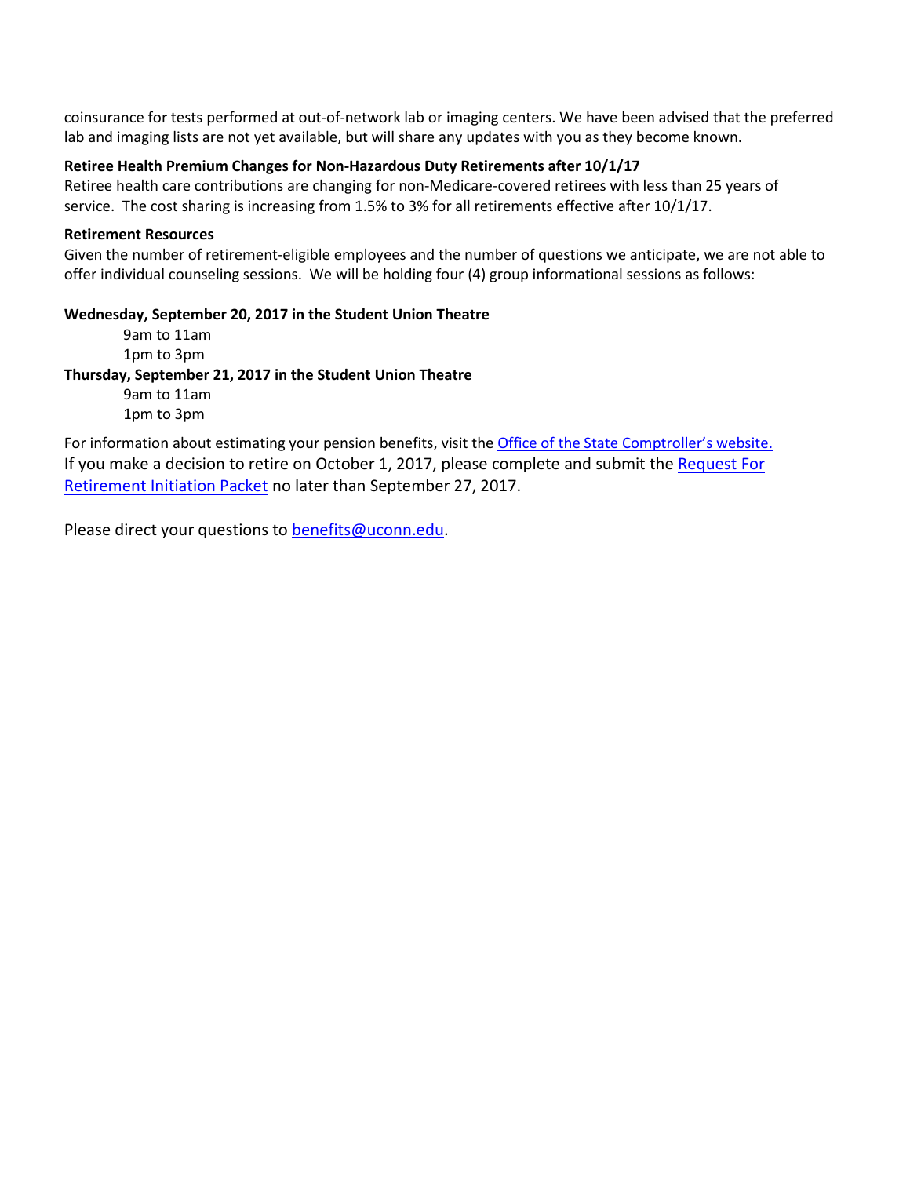coinsurance for tests performed at out-of-network lab or imaging centers. We have been advised that the preferred lab and imaging lists are not yet available, but will share any updates with you as they become known.

**Retiree Health Premium Changes for Non-Hazardous Duty Retirements after 10/1/17**

Retiree health care contributions are changing for non-Medicare-covered retirees with less than 25 years of service. The cost sharing is increasing from 1.5% to 3% for all retirements effective after 10/1/17.

**Retirement Resources**

Given the number of retirement-eligible employees and the number of questions we anticipate, we are not able to offer individual counseling sessions. We will be holding four (4) group informational sessions as follows:

**Wednesday, September 20, 2017 in the Student Union Theatre**

- 9am to 11am
- 1pm to 3pm

**Thursday, September 21, 2017 in the Student Union Theatre**

- 9am to 11am
- 1pm to 3pm

For information about estimating your pension benefits, visit the Office of the State Comptroller's website.

If you make a decision to retire on October 1, 2017, please complete and submit the Request For Retirement Initiation Packet no later than September 27, 2017.

Please direct your questions to benefits@uconn.edu.